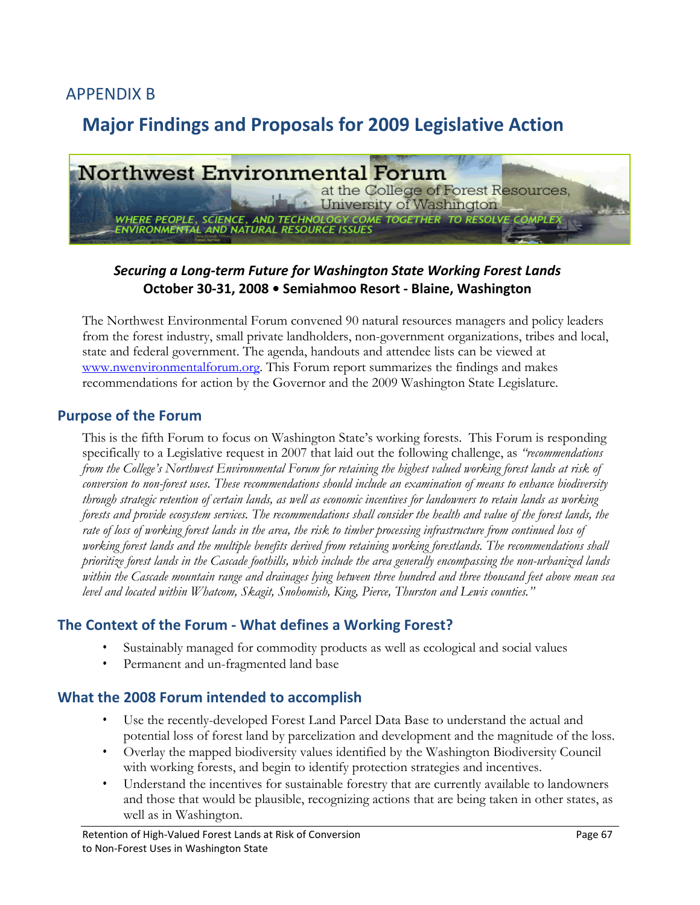APPENDIX B

# Major Findings and Proposals for 2009 Legislative Action

Northwest Environmental Forum
at the College of Forest Resources, University of Washington
WHERE PEOPLE, SCIENCE, AND TECHNOLOGY COME TOGETHER TO RESOLVE COMPLEX ENVIRONMENTAL AND NATURAL RESOURCE ISSUES

***Securing a Long-term Future for Washington State Working Forest Lands***
**October 30-31, 2008 • Semiahmoo Resort - Blaine, Washington**

The Northwest Environmental Forum convened 90 natural resources managers and policy leaders from the forest industry, small private landholders, non-government organizations, tribes and local, state and federal government. The agenda, handouts and attendee lists can be viewed at www.nwenvironmentalforum.org. This Forum report summarizes the findings and makes recommendations for action by the Governor and the 2009 Washington State Legislature.

## Purpose of the Forum

This is the fifth Forum to focus on Washington State's working forests. This Forum is responding specifically to a Legislative request in 2007 that laid out the following challenge, as *"recommendations from the College's Northwest Environmental Forum for retaining the highest valued working forest lands at risk of conversion to non-forest uses. These recommendations should include an examination of means to enhance biodiversity through strategic retention of certain lands, as well as economic incentives for landowners to retain lands as working forests and provide ecosystem services. The recommendations shall consider the health and value of the forest lands, the rate of loss of working forest lands in the area, the risk to timber processing infrastructure from continued loss of working forest lands and the multiple benefits derived from retaining working forestlands. The recommendations shall prioritize forest lands in the Cascade foothills, which include the area generally encompassing the non-urbanized lands within the Cascade mountain range and drainages lying between three hundred and three thousand feet above mean sea level and located within Whatcom, Skagit, Snohomish, King, Pierce, Thurston and Lewis counties."*

## The Context of the Forum - What defines a Working Forest?

- Sustainably managed for commodity products as well as ecological and social values
- Permanent and un-fragmented land base

## What the 2008 Forum intended to accomplish

- Use the recently-developed Forest Land Parcel Data Base to understand the actual and potential loss of forest land by parcelization and development and the magnitude of the loss.
- Overlay the mapped biodiversity values identified by the Washington Biodiversity Council with working forests, and begin to identify protection strategies and incentives.
- Understand the incentives for sustainable forestry that are currently available to landowners and those that would be plausible, recognizing actions that are being taken in other states, as well as in Washington.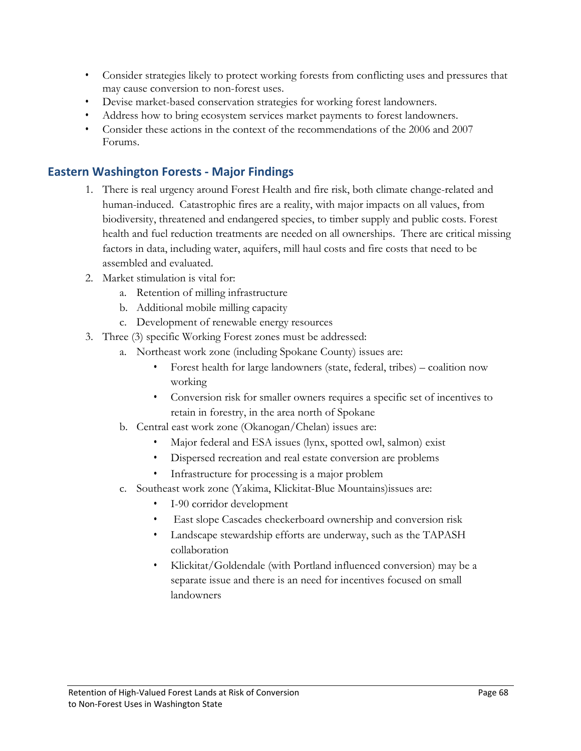- Consider strategies likely to protect working forests from conflicting uses and pressures that may cause conversion to non-forest uses.
- Devise market-based conservation strategies for working forest landowners.
- Address how to bring ecosystem services market payments to forest landowners.
- Consider these actions in the context of the recommendations of the 2006 and 2007 Forums.

## Eastern Washington Forests - Major Findings

1. There is real urgency around Forest Health and fire risk, both climate change-related and human-induced. Catastrophic fires are a reality, with major impacts on all values, from biodiversity, threatened and endangered species, to timber supply and public costs. Forest health and fuel reduction treatments are needed on all ownerships. There are critical missing factors in data, including water, aquifers, mill haul costs and fire costs that need to be assembled and evaluated.
2. Market stimulation is vital for:
   a. Retention of milling infrastructure
   b. Additional mobile milling capacity
   c. Development of renewable energy resources
3. Three (3) specific Working Forest zones must be addressed:
   a. Northeast work zone (including Spokane County) issues are:
      - Forest health for large landowners (state, federal, tribes) – coalition now working
      - Conversion risk for smaller owners requires a specific set of incentives to retain in forestry, in the area north of Spokane
   b. Central east work zone (Okanogan/Chelan) issues are:
      - Major federal and ESA issues (lynx, spotted owl, salmon) exist
      - Dispersed recreation and real estate conversion are problems
      - Infrastructure for processing is a major problem
   c. Southeast work zone (Yakima, Klickitat-Blue Mountains)issues are:
      - I-90 corridor development
      - East slope Cascades checkerboard ownership and conversion risk
      - Landscape stewardship efforts are underway, such as the TAPASH collaboration
      - Klickitat/Goldendale (with Portland influenced conversion) may be a separate issue and there is an need for incentives focused on small landowners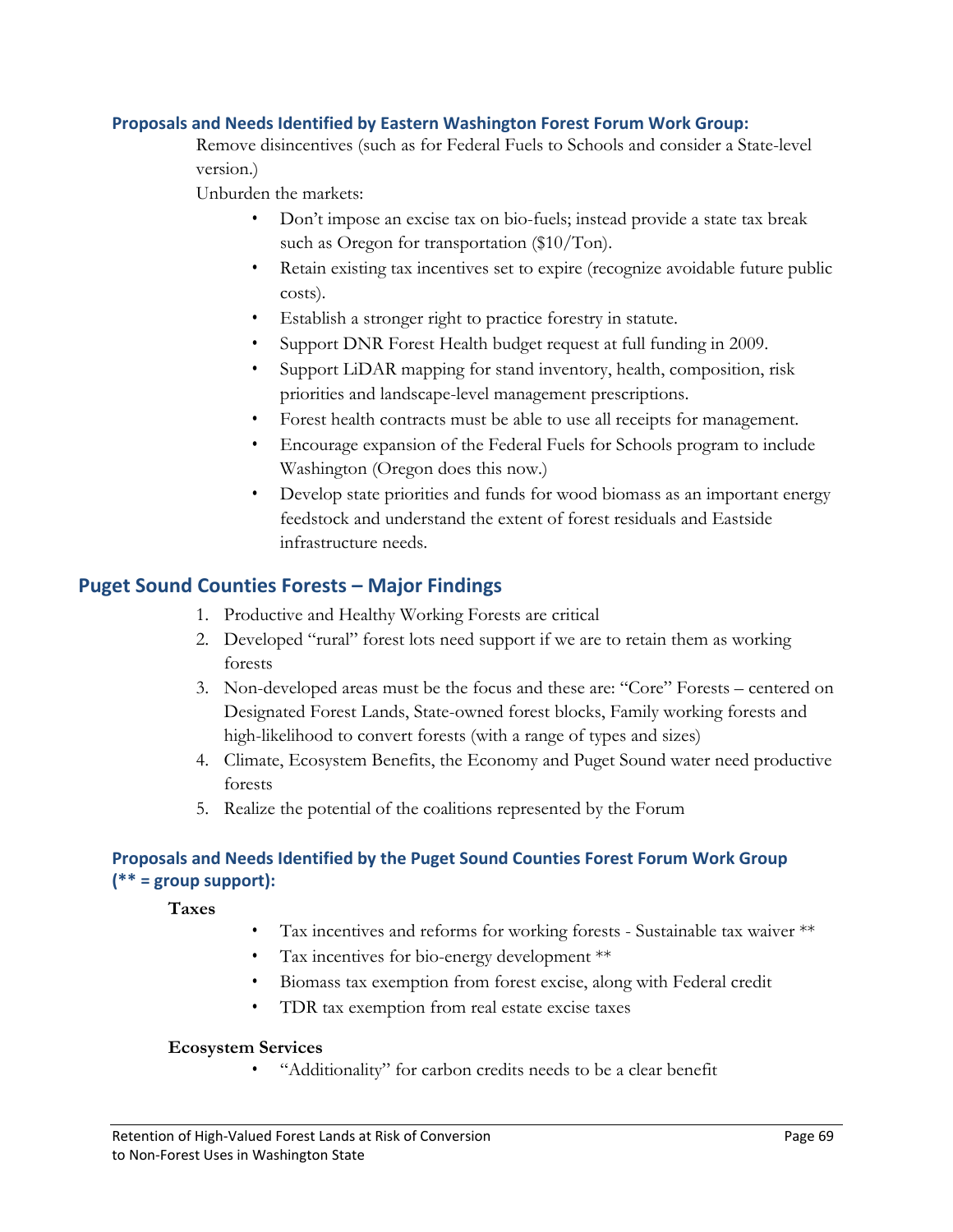### Proposals and Needs Identified by Eastern Washington Forest Forum Work Group:

Remove disincentives (such as for Federal Fuels to Schools and consider a State-level version.)

Unburden the markets:

- Don't impose an excise tax on bio-fuels; instead provide a state tax break such as Oregon for transportation ($10/Ton).
- Retain existing tax incentives set to expire (recognize avoidable future public costs).
- Establish a stronger right to practice forestry in statute.
- Support DNR Forest Health budget request at full funding in 2009.
- Support LiDAR mapping for stand inventory, health, composition, risk priorities and landscape-level management prescriptions.
- Forest health contracts must be able to use all receipts for management.
- Encourage expansion of the Federal Fuels for Schools program to include Washington (Oregon does this now.)
- Develop state priorities and funds for wood biomass as an important energy feedstock and understand the extent of forest residuals and Eastside infrastructure needs.

## Puget Sound Counties Forests – Major Findings

1. Productive and Healthy Working Forests are critical
2. Developed "rural" forest lots need support if we are to retain them as working forests
3. Non-developed areas must be the focus and these are: "Core" Forests – centered on Designated Forest Lands, State-owned forest blocks, Family working forests and high-likelihood to convert forests (with a range of types and sizes)
4. Climate, Ecosystem Benefits, the Economy and Puget Sound water need productive forests
5. Realize the potential of the coalitions represented by the Forum

### Proposals and Needs Identified by the Puget Sound Counties Forest Forum Work Group (** = group support):

**Taxes**

- Tax incentives and reforms for working forests - Sustainable tax waiver **
- Tax incentives for bio-energy development **
- Biomass tax exemption from forest excise, along with Federal credit
- TDR tax exemption from real estate excise taxes

**Ecosystem Services**

- "Additionality" for carbon credits needs to be a clear benefit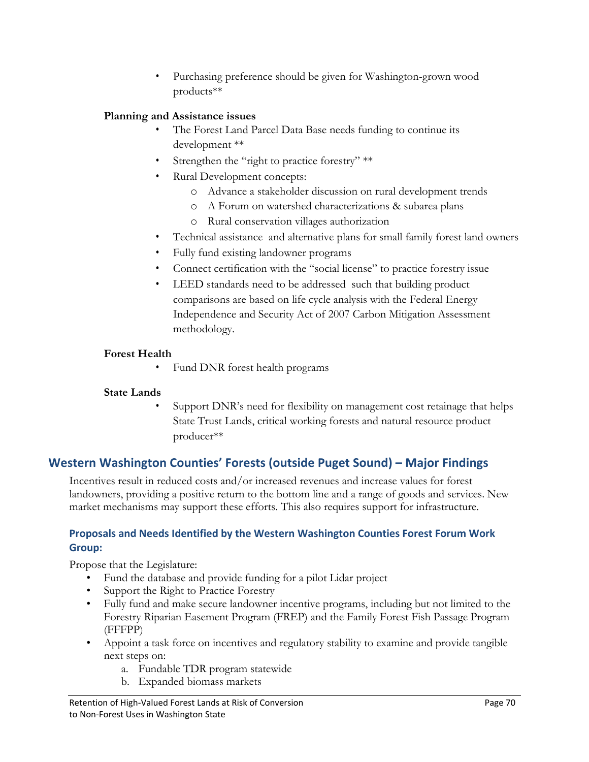- Purchasing preference should be given for Washington-grown wood products**

**Planning and Assistance issues**

- The Forest Land Parcel Data Base needs funding to continue its development **
- Strengthen the "right to practice forestry" **
- Rural Development concepts:
  - Advance a stakeholder discussion on rural development trends
  - A Forum on watershed characterizations & subarea plans
  - Rural conservation villages authorization
- Technical assistance and alternative plans for small family forest land owners
- Fully fund existing landowner programs
- Connect certification with the "social license" to practice forestry issue
- LEED standards need to be addressed such that building product comparisons are based on life cycle analysis with the Federal Energy Independence and Security Act of 2007 Carbon Mitigation Assessment methodology.

**Forest Health**

- Fund DNR forest health programs

**State Lands**

- Support DNR's need for flexibility on management cost retainage that helps State Trust Lands, critical working forests and natural resource product producer**

## Western Washington Counties' Forests (outside Puget Sound) – Major Findings

Incentives result in reduced costs and/or increased revenues and increase values for forest landowners, providing a positive return to the bottom line and a range of goods and services. New market mechanisms may support these efforts. This also requires support for infrastructure.

### Proposals and Needs Identified by the Western Washington Counties Forest Forum Work Group:

Propose that the Legislature:

- Fund the database and provide funding for a pilot Lidar project
- Support the Right to Practice Forestry
- Fully fund and make secure landowner incentive programs, including but not limited to the Forestry Riparian Easement Program (FREP) and the Family Forest Fish Passage Program (FFFPP)
- Appoint a task force on incentives and regulatory stability to examine and provide tangible next steps on:
  a. Fundable TDR program statewide
  b. Expanded biomass markets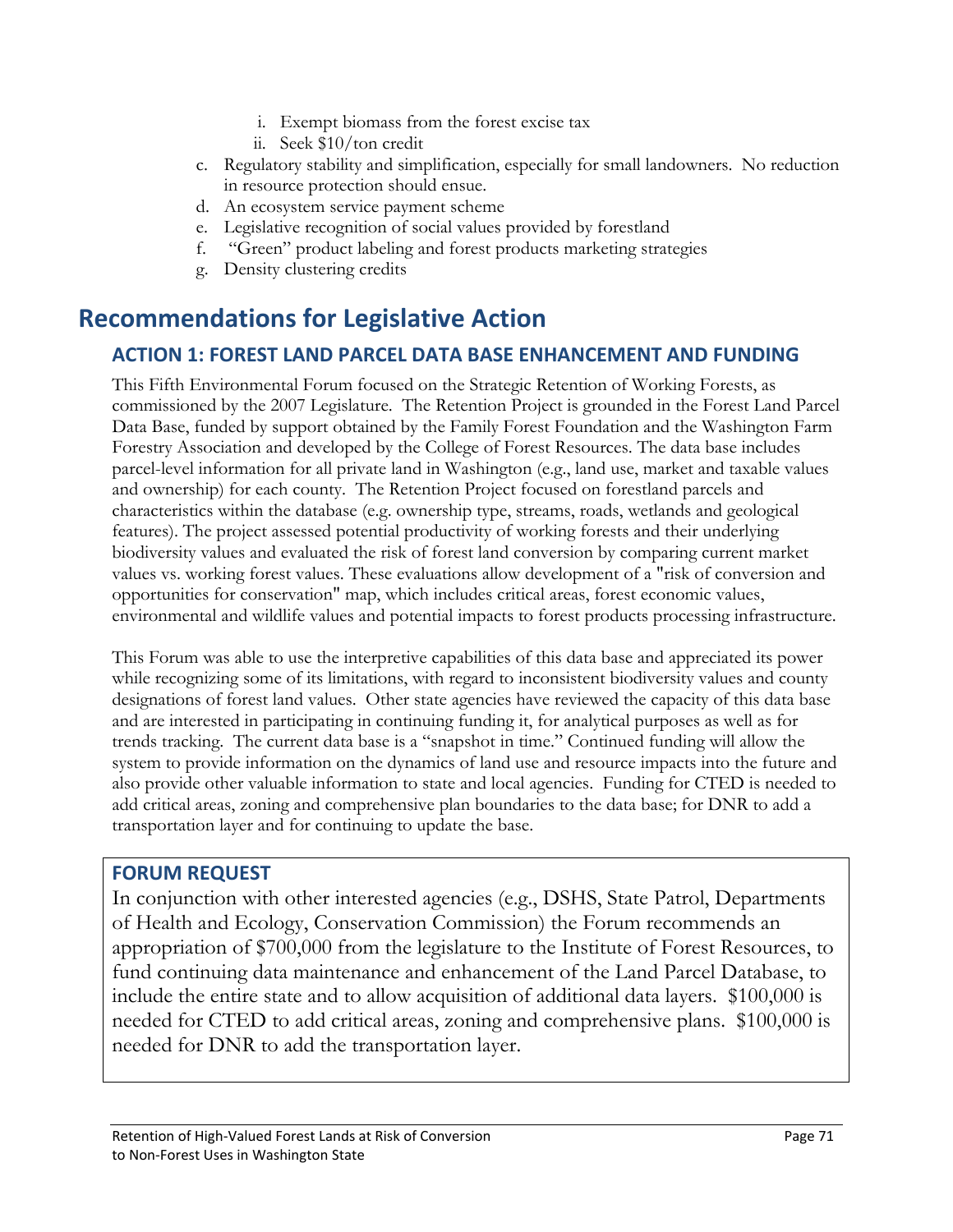i. Exempt biomass from the forest excise tax
   ii. Seek $10/ton credit

c. Regulatory stability and simplification, especially for small landowners. No reduction in resource protection should ensue.
d. An ecosystem service payment scheme
e. Legislative recognition of social values provided by forestland
f. "Green" product labeling and forest products marketing strategies
g. Density clustering credits

# Recommendations for Legislative Action

## ACTION 1: FOREST LAND PARCEL DATA BASE ENHANCEMENT AND FUNDING

This Fifth Environmental Forum focused on the Strategic Retention of Working Forests, as commissioned by the 2007 Legislature. The Retention Project is grounded in the Forest Land Parcel Data Base, funded by support obtained by the Family Forest Foundation and the Washington Farm Forestry Association and developed by the College of Forest Resources. The data base includes parcel-level information for all private land in Washington (e.g., land use, market and taxable values and ownership) for each county. The Retention Project focused on forestland parcels and characteristics within the database (e.g. ownership type, streams, roads, wetlands and geological features). The project assessed potential productivity of working forests and their underlying biodiversity values and evaluated the risk of forest land conversion by comparing current market values vs. working forest values. These evaluations allow development of a "risk of conversion and opportunities for conservation" map, which includes critical areas, forest economic values, environmental and wildlife values and potential impacts to forest products processing infrastructure.

This Forum was able to use the interpretive capabilities of this data base and appreciated its power while recognizing some of its limitations, with regard to inconsistent biodiversity values and county designations of forest land values. Other state agencies have reviewed the capacity of this data base and are interested in participating in continuing funding it, for analytical purposes as well as for trends tracking. The current data base is a "snapshot in time." Continued funding will allow the system to provide information on the dynamics of land use and resource impacts into the future and also provide other valuable information to state and local agencies. Funding for CTED is needed to add critical areas, zoning and comprehensive plan boundaries to the data base; for DNR to add a transportation layer and for continuing to update the base.

### FORUM REQUEST

In conjunction with other interested agencies (e.g., DSHS, State Patrol, Departments of Health and Ecology, Conservation Commission) the Forum recommends an appropriation of $700,000 from the legislature to the Institute of Forest Resources, to fund continuing data maintenance and enhancement of the Land Parcel Database, to include the entire state and to allow acquisition of additional data layers. $100,000 is needed for CTED to add critical areas, zoning and comprehensive plans. $100,000 is needed for DNR to add the transportation layer.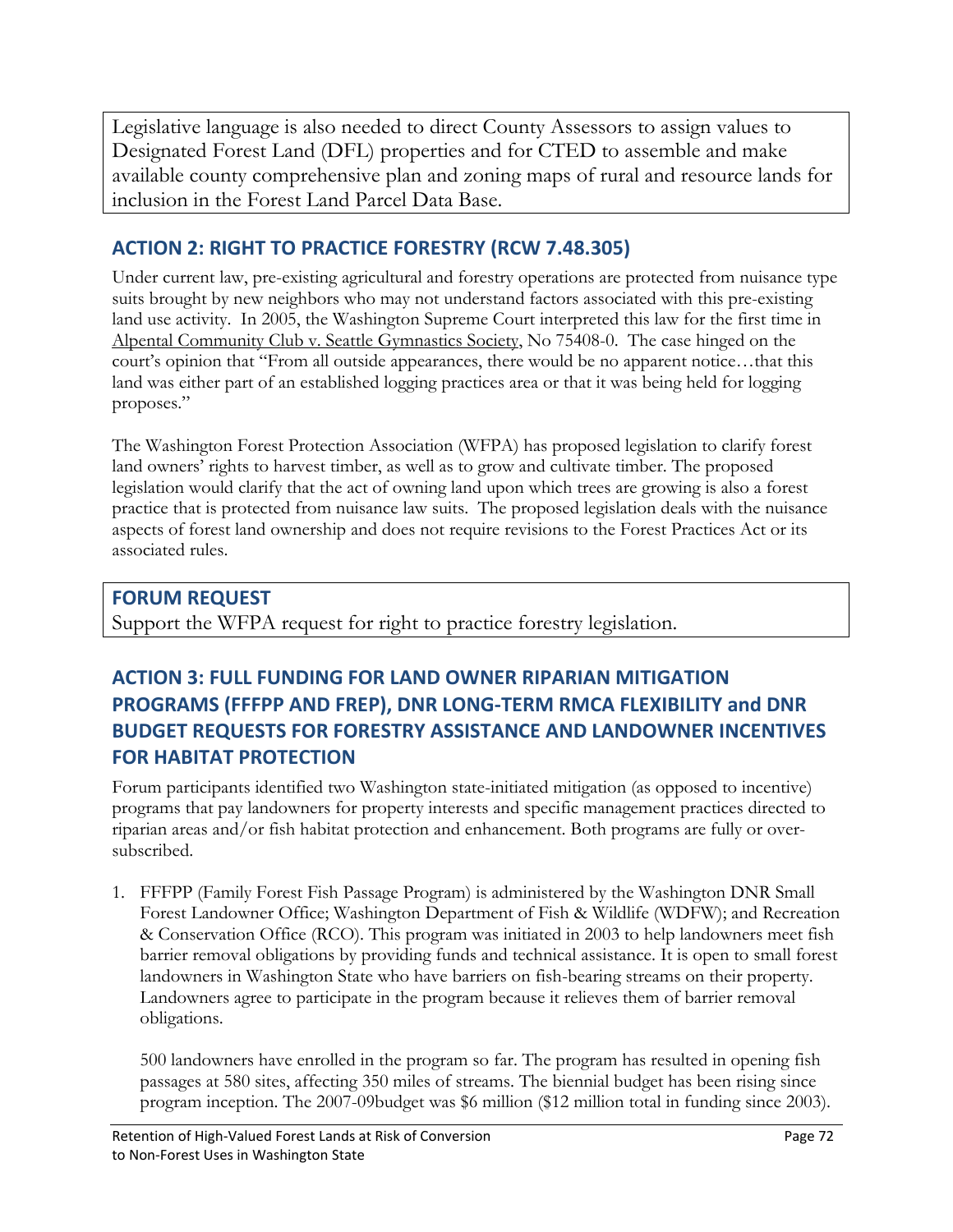Legislative language is also needed to direct County Assessors to assign values to Designated Forest Land (DFL) properties and for CTED to assemble and make available county comprehensive plan and zoning maps of rural and resource lands for inclusion in the Forest Land Parcel Data Base.

## ACTION 2: RIGHT TO PRACTICE FORESTRY (RCW 7.48.305)

Under current law, pre-existing agricultural and forestry operations are protected from nuisance type suits brought by new neighbors who may not understand factors associated with this pre-existing land use activity. In 2005, the Washington Supreme Court interpreted this law for the first time in Alpental Community Club v. Seattle Gymnastics Society, No 75408-0. The case hinged on the court's opinion that "From all outside appearances, there would be no apparent notice…that this land was either part of an established logging practices area or that it was being held for logging proposes."

The Washington Forest Protection Association (WFPA) has proposed legislation to clarify forest land owners' rights to harvest timber, as well as to grow and cultivate timber. The proposed legislation would clarify that the act of owning land upon which trees are growing is also a forest practice that is protected from nuisance law suits. The proposed legislation deals with the nuisance aspects of forest land ownership and does not require revisions to the Forest Practices Act or its associated rules.

### FORUM REQUEST

Support the WFPA request for right to practice forestry legislation.

## ACTION 3: FULL FUNDING FOR LAND OWNER RIPARIAN MITIGATION PROGRAMS (FFFPP AND FREP), DNR LONG-TERM RMCA FLEXIBILITY and DNR BUDGET REQUESTS FOR FORESTRY ASSISTANCE AND LANDOWNER INCENTIVES FOR HABITAT PROTECTION

Forum participants identified two Washington state-initiated mitigation (as opposed to incentive) programs that pay landowners for property interests and specific management practices directed to riparian areas and/or fish habitat protection and enhancement. Both programs are fully or over-subscribed.

1. FFFPP (Family Forest Fish Passage Program) is administered by the Washington DNR Small Forest Landowner Office; Washington Department of Fish & Wildlife (WDFW); and Recreation & Conservation Office (RCO). This program was initiated in 2003 to help landowners meet fish barrier removal obligations by providing funds and technical assistance. It is open to small forest landowners in Washington State who have barriers on fish-bearing streams on their property. Landowners agree to participate in the program because it relieves them of barrier removal obligations.

   500 landowners have enrolled in the program so far. The program has resulted in opening fish passages at 580 sites, affecting 350 miles of streams. The biennial budget has been rising since program inception. The 2007-09budget was $6 million ($12 million total in funding since 2003).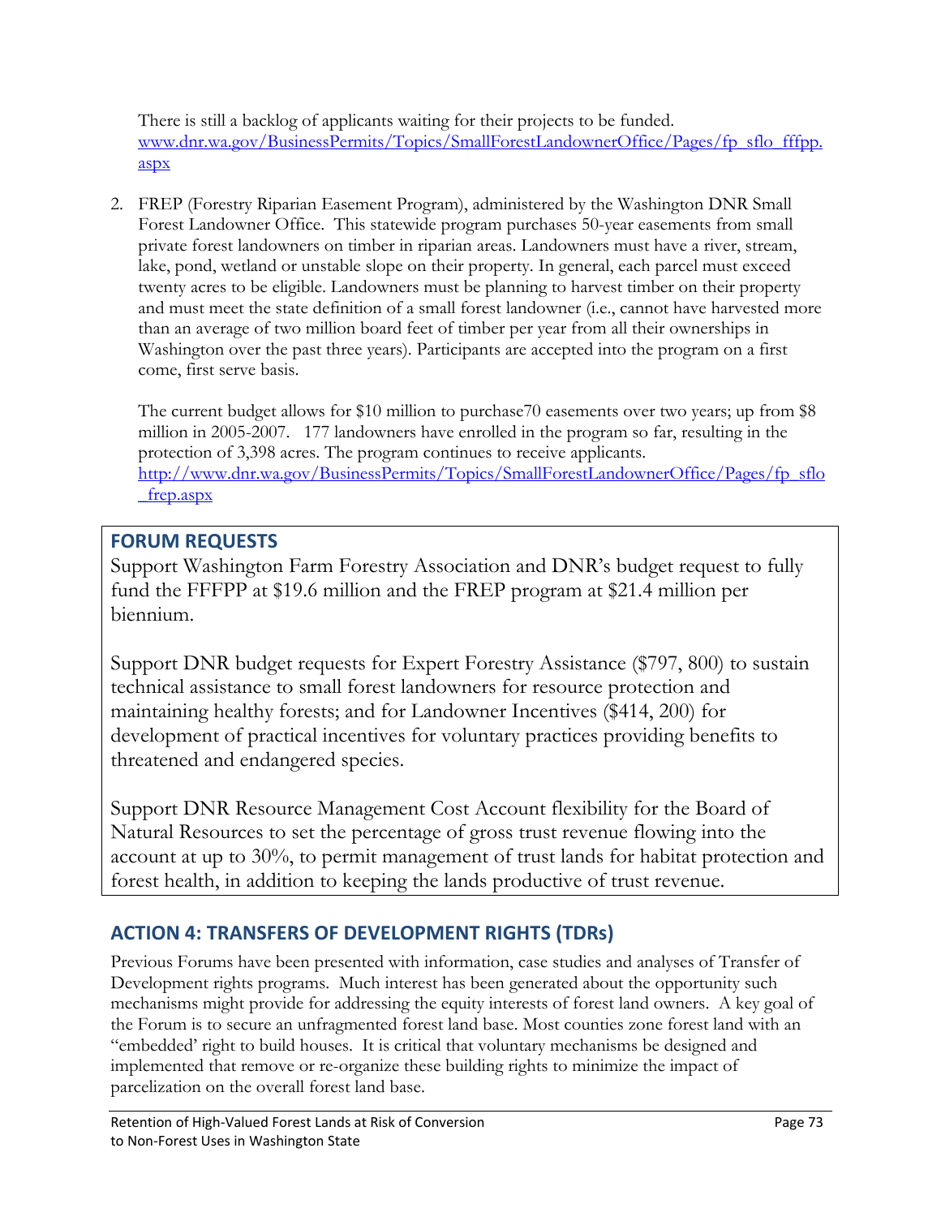There is still a backlog of applicants waiting for their projects to be funded. www.dnr.wa.gov/BusinessPermits/Topics/SmallForestLandownerOffice/Pages/fp_sflo_fffpp.aspx

2. FREP (Forestry Riparian Easement Program), administered by the Washington DNR Small Forest Landowner Office. This statewide program purchases 50-year easements from small private forest landowners on timber in riparian areas. Landowners must have a river, stream, lake, pond, wetland or unstable slope on their property. In general, each parcel must exceed twenty acres to be eligible. Landowners must be planning to harvest timber on their property and must meet the state definition of a small forest landowner (i.e., cannot have harvested more than an average of two million board feet of timber per year from all their ownerships in Washington over the past three years). Participants are accepted into the program on a first come, first serve basis.

   The current budget allows for $10 million to purchase70 easements over two years; up from $8 million in 2005-2007. 177 landowners have enrolled in the program so far, resulting in the protection of 3,398 acres. The program continues to receive applicants. http://www.dnr.wa.gov/BusinessPermits/Topics/SmallForestLandownerOffice/Pages/fp_sflo_frep.aspx

## FORUM REQUESTS

Support Washington Farm Forestry Association and DNR's budget request to fully fund the FFFPP at $19.6 million and the FREP program at $21.4 million per biennium.

Support DNR budget requests for Expert Forestry Assistance ($797, 800) to sustain technical assistance to small forest landowners for resource protection and maintaining healthy forests; and for Landowner Incentives ($414, 200) for development of practical incentives for voluntary practices providing benefits to threatened and endangered species.

Support DNR Resource Management Cost Account flexibility for the Board of Natural Resources to set the percentage of gross trust revenue flowing into the account at up to 30%, to permit management of trust lands for habitat protection and forest health, in addition to keeping the lands productive of trust revenue.

## ACTION 4: TRANSFERS OF DEVELOPMENT RIGHTS (TDRs)

Previous Forums have been presented with information, case studies and analyses of Transfer of Development rights programs. Much interest has been generated about the opportunity such mechanisms might provide for addressing the equity interests of forest land owners. A key goal of the Forum is to secure an unfragmented forest land base. Most counties zone forest land with an "embedded' right to build houses. It is critical that voluntary mechanisms be designed and implemented that remove or re-organize these building rights to minimize the impact of parcelization on the overall forest land base.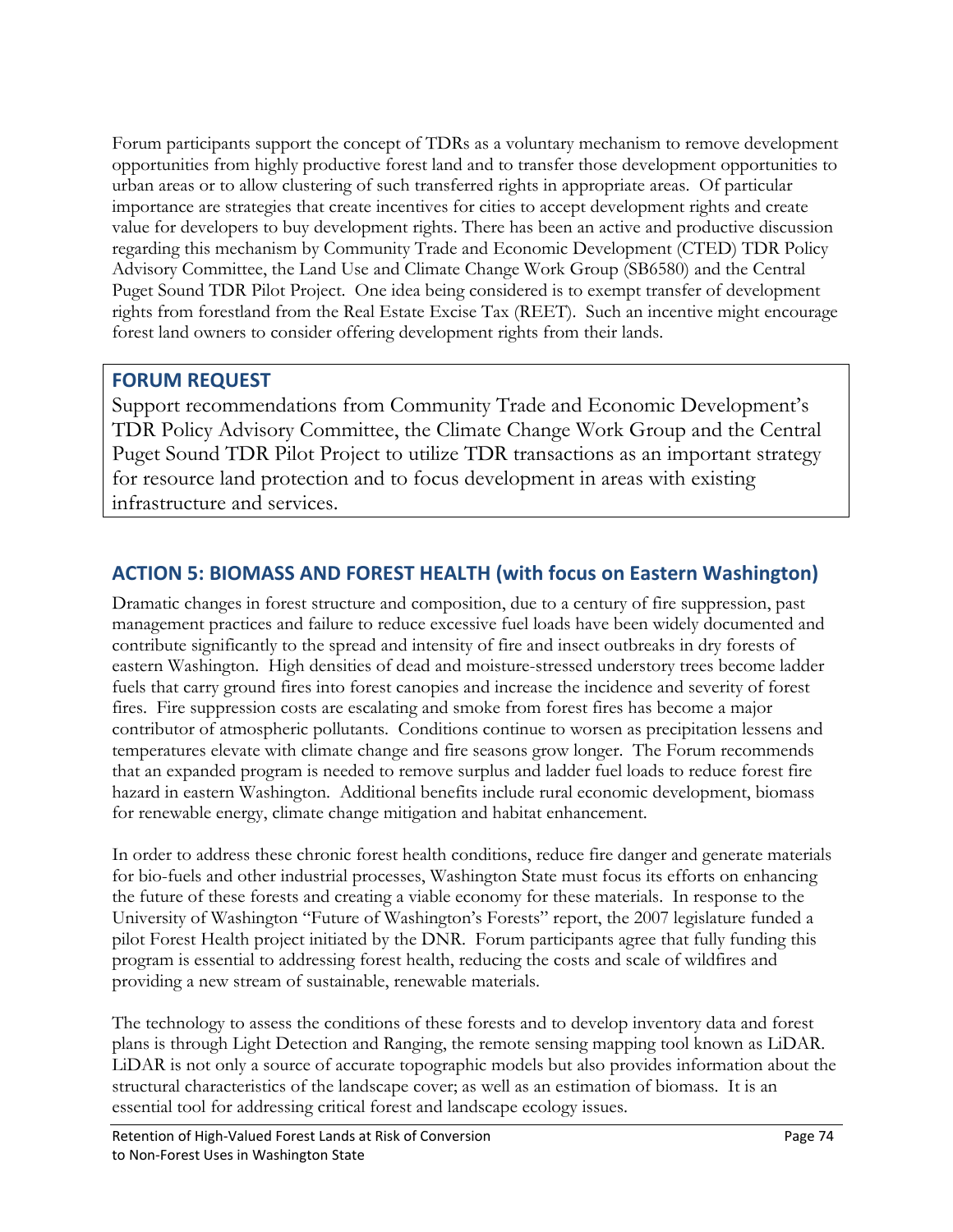Forum participants support the concept of TDRs as a voluntary mechanism to remove development opportunities from highly productive forest land and to transfer those development opportunities to urban areas or to allow clustering of such transferred rights in appropriate areas. Of particular importance are strategies that create incentives for cities to accept development rights and create value for developers to buy development rights. There has been an active and productive discussion regarding this mechanism by Community Trade and Economic Development (CTED) TDR Policy Advisory Committee, the Land Use and Climate Change Work Group (SB6580) and the Central Puget Sound TDR Pilot Project. One idea being considered is to exempt transfer of development rights from forestland from the Real Estate Excise Tax (REET). Such an incentive might encourage forest land owners to consider offering development rights from their lands.

**FORUM REQUEST**

Support recommendations from Community Trade and Economic Development's TDR Policy Advisory Committee, the Climate Change Work Group and the Central Puget Sound TDR Pilot Project to utilize TDR transactions as an important strategy for resource land protection and to focus development in areas with existing infrastructure and services.

## ACTION 5: BIOMASS AND FOREST HEALTH (with focus on Eastern Washington)

Dramatic changes in forest structure and composition, due to a century of fire suppression, past management practices and failure to reduce excessive fuel loads have been widely documented and contribute significantly to the spread and intensity of fire and insect outbreaks in dry forests of eastern Washington. High densities of dead and moisture-stressed understory trees become ladder fuels that carry ground fires into forest canopies and increase the incidence and severity of forest fires. Fire suppression costs are escalating and smoke from forest fires has become a major contributor of atmospheric pollutants. Conditions continue to worsen as precipitation lessens and temperatures elevate with climate change and fire seasons grow longer. The Forum recommends that an expanded program is needed to remove surplus and ladder fuel loads to reduce forest fire hazard in eastern Washington. Additional benefits include rural economic development, biomass for renewable energy, climate change mitigation and habitat enhancement.

In order to address these chronic forest health conditions, reduce fire danger and generate materials for bio-fuels and other industrial processes, Washington State must focus its efforts on enhancing the future of these forests and creating a viable economy for these materials. In response to the University of Washington "Future of Washington's Forests" report, the 2007 legislature funded a pilot Forest Health project initiated by the DNR. Forum participants agree that fully funding this program is essential to addressing forest health, reducing the costs and scale of wildfires and providing a new stream of sustainable, renewable materials.

The technology to assess the conditions of these forests and to develop inventory data and forest plans is through Light Detection and Ranging, the remote sensing mapping tool known as LiDAR. LiDAR is not only a source of accurate topographic models but also provides information about the structural characteristics of the landscape cover; as well as an estimation of biomass. It is an essential tool for addressing critical forest and landscape ecology issues.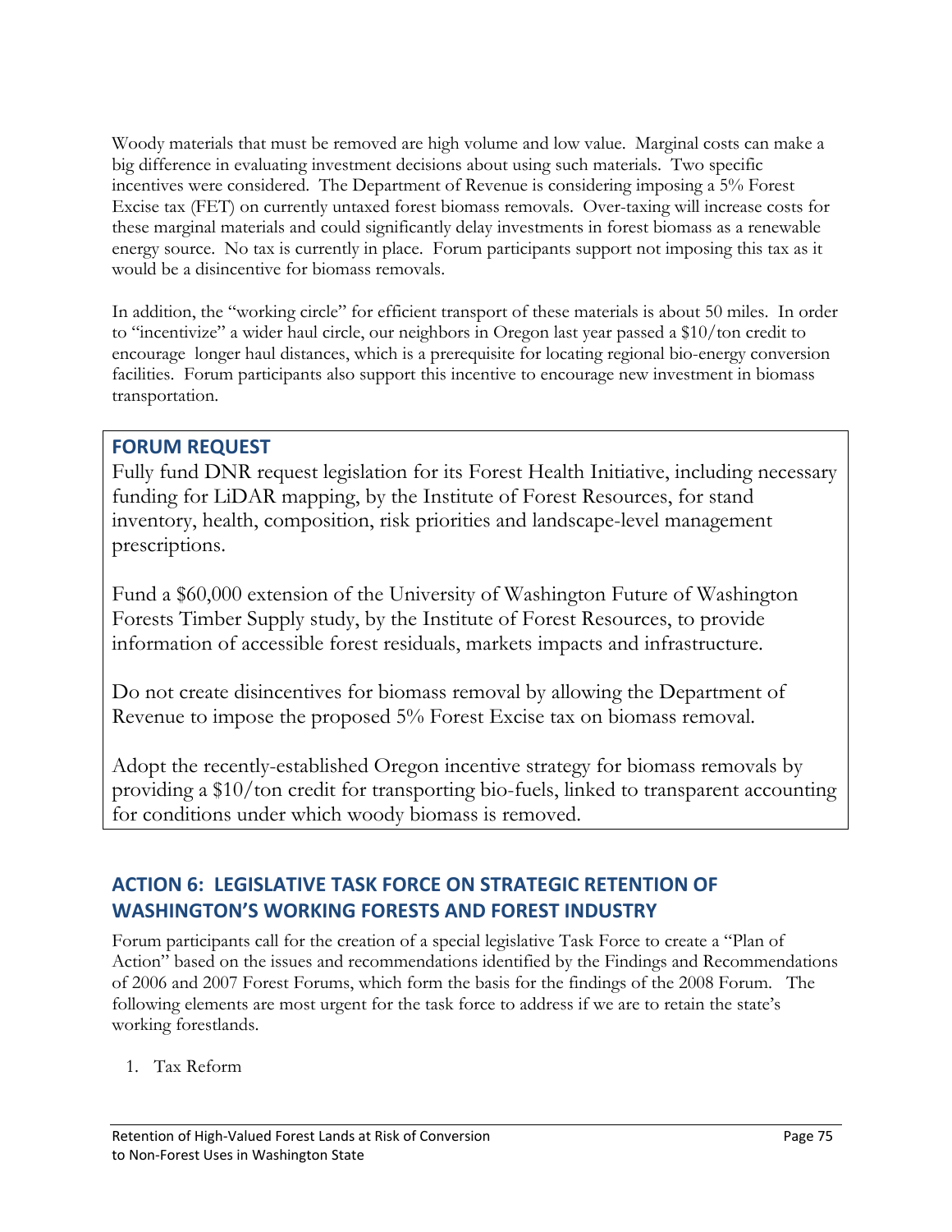Woody materials that must be removed are high volume and low value. Marginal costs can make a big difference in evaluating investment decisions about using such materials. Two specific incentives were considered. The Department of Revenue is considering imposing a 5% Forest Excise tax (FET) on currently untaxed forest biomass removals. Over-taxing will increase costs for these marginal materials and could significantly delay investments in forest biomass as a renewable energy source. No tax is currently in place. Forum participants support not imposing this tax as it would be a disincentive for biomass removals.

In addition, the "working circle" for efficient transport of these materials is about 50 miles. In order to "incentivize" a wider haul circle, our neighbors in Oregon last year passed a $10/ton credit to encourage longer haul distances, which is a prerequisite for locating regional bio-energy conversion facilities. Forum participants also support this incentive to encourage new investment in biomass transportation.

### FORUM REQUEST

Fully fund DNR request legislation for its Forest Health Initiative, including necessary funding for LiDAR mapping, by the Institute of Forest Resources, for stand inventory, health, composition, risk priorities and landscape-level management prescriptions.

Fund a $60,000 extension of the University of Washington Future of Washington Forests Timber Supply study, by the Institute of Forest Resources, to provide information of accessible forest residuals, markets impacts and infrastructure.

Do not create disincentives for biomass removal by allowing the Department of Revenue to impose the proposed 5% Forest Excise tax on biomass removal.

Adopt the recently-established Oregon incentive strategy for biomass removals by providing a $10/ton credit for transporting bio-fuels, linked to transparent accounting for conditions under which woody biomass is removed.

## ACTION 6: LEGISLATIVE TASK FORCE ON STRATEGIC RETENTION OF WASHINGTON'S WORKING FORESTS AND FOREST INDUSTRY

Forum participants call for the creation of a special legislative Task Force to create a "Plan of Action" based on the issues and recommendations identified by the Findings and Recommendations of 2006 and 2007 Forest Forums, which form the basis for the findings of the 2008 Forum. The following elements are most urgent for the task force to address if we are to retain the state's working forestlands.

1. Tax Reform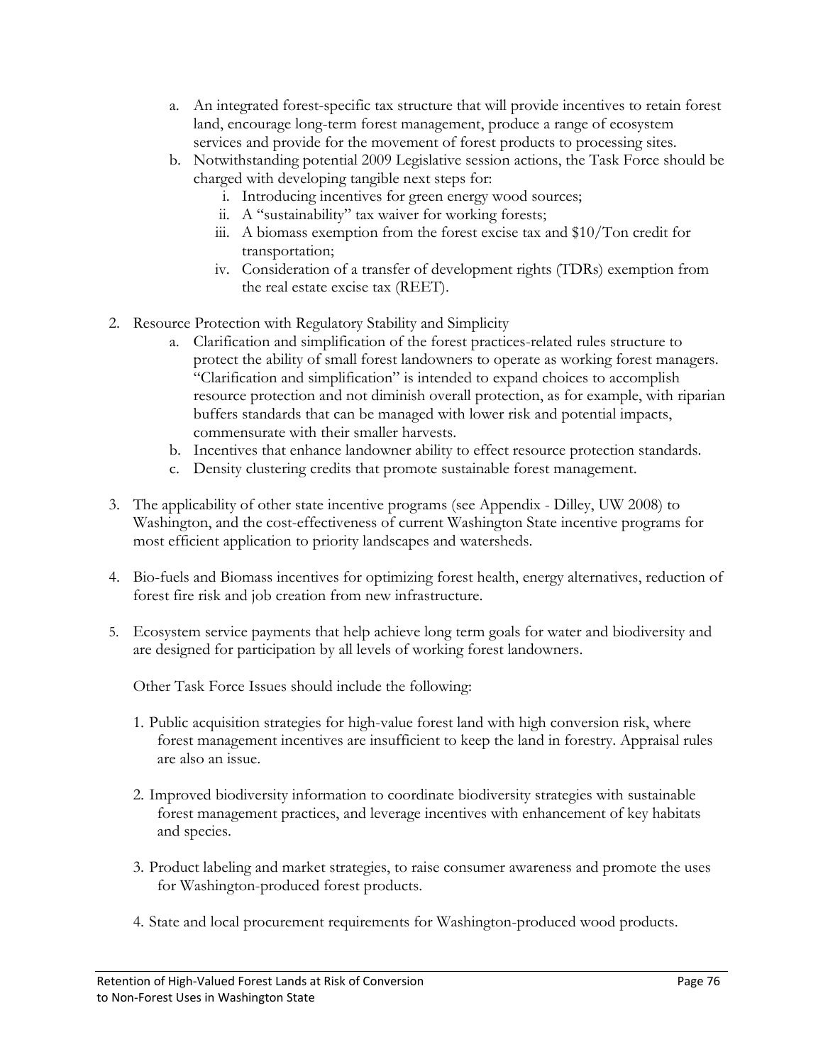a. An integrated forest-specific tax structure that will provide incentives to retain forest land, encourage long-term forest management, produce a range of ecosystem services and provide for the movement of forest products to processing sites.
   b. Notwithstanding potential 2009 Legislative session actions, the Task Force should be charged with developing tangible next steps for:
      i. Introducing incentives for green energy wood sources;
      ii. A "sustainability" tax waiver for working forests;
      iii. A biomass exemption from the forest excise tax and $10/Ton credit for transportation;
      iv. Consideration of a transfer of development rights (TDRs) exemption from the real estate excise tax (REET).

2. Resource Protection with Regulatory Stability and Simplicity
   a. Clarification and simplification of the forest practices-related rules structure to protect the ability of small forest landowners to operate as working forest managers. "Clarification and simplification" is intended to expand choices to accomplish resource protection and not diminish overall protection, as for example, with riparian buffers standards that can be managed with lower risk and potential impacts, commensurate with their smaller harvests.
   b. Incentives that enhance landowner ability to effect resource protection standards.
   c. Density clustering credits that promote sustainable forest management.

3. The applicability of other state incentive programs (see Appendix - Dilley, UW 2008) to Washington, and the cost-effectiveness of current Washington State incentive programs for most efficient application to priority landscapes and watersheds.

4. Bio-fuels and Biomass incentives for optimizing forest health, energy alternatives, reduction of forest fire risk and job creation from new infrastructure.

5. Ecosystem service payments that help achieve long term goals for water and biodiversity and are designed for participation by all levels of working forest landowners.

Other Task Force Issues should include the following:

1. Public acquisition strategies for high-value forest land with high conversion risk, where forest management incentives are insufficient to keep the land in forestry. Appraisal rules are also an issue.

2. Improved biodiversity information to coordinate biodiversity strategies with sustainable forest management practices, and leverage incentives with enhancement of key habitats and species.

3. Product labeling and market strategies, to raise consumer awareness and promote the uses for Washington-produced forest products.

4. State and local procurement requirements for Washington-produced wood products.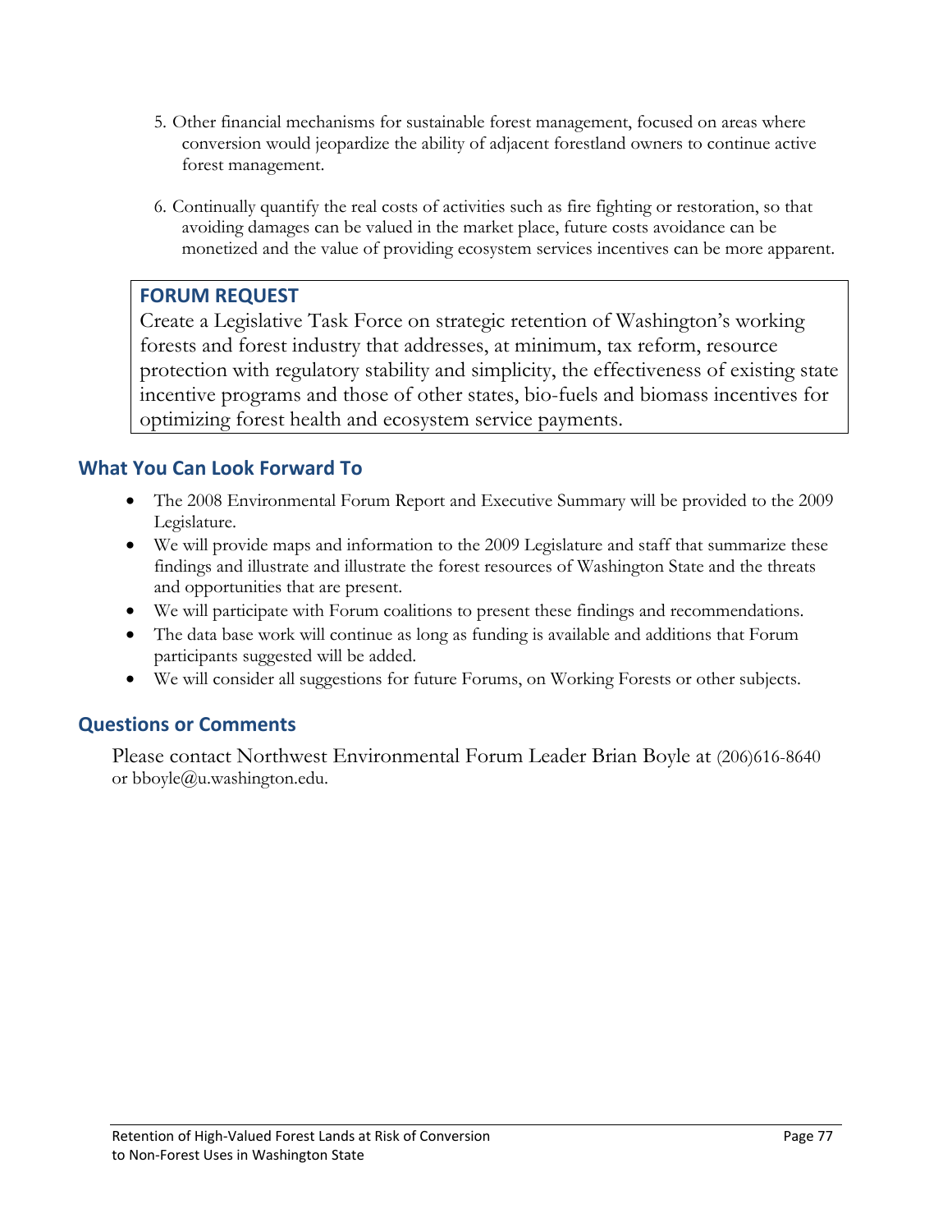5. Other financial mechanisms for sustainable forest management, focused on areas where conversion would jeopardize the ability of adjacent forestland owners to continue active forest management.

6. Continually quantify the real costs of activities such as fire fighting or restoration, so that avoiding damages can be valued in the market place, future costs avoidance can be monetized and the value of providing ecosystem services incentives can be more apparent.

> **FORUM REQUEST**
>
> Create a Legislative Task Force on strategic retention of Washington's working forests and forest industry that addresses, at minimum, tax reform, resource protection with regulatory stability and simplicity, the effectiveness of existing state incentive programs and those of other states, bio-fuels and biomass incentives for optimizing forest health and ecosystem service payments.

## What You Can Look Forward To

- The 2008 Environmental Forum Report and Executive Summary will be provided to the 2009 Legislature.
- We will provide maps and information to the 2009 Legislature and staff that summarize these findings and illustrate and illustrate the forest resources of Washington State and the threats and opportunities that are present.
- We will participate with Forum coalitions to present these findings and recommendations.
- The data base work will continue as long as funding is available and additions that Forum participants suggested will be added.
- We will consider all suggestions for future Forums, on Working Forests or other subjects.

## Questions or Comments

Please contact Northwest Environmental Forum Leader Brian Boyle at (206)616-8640 or bboyle@u.washington.edu.